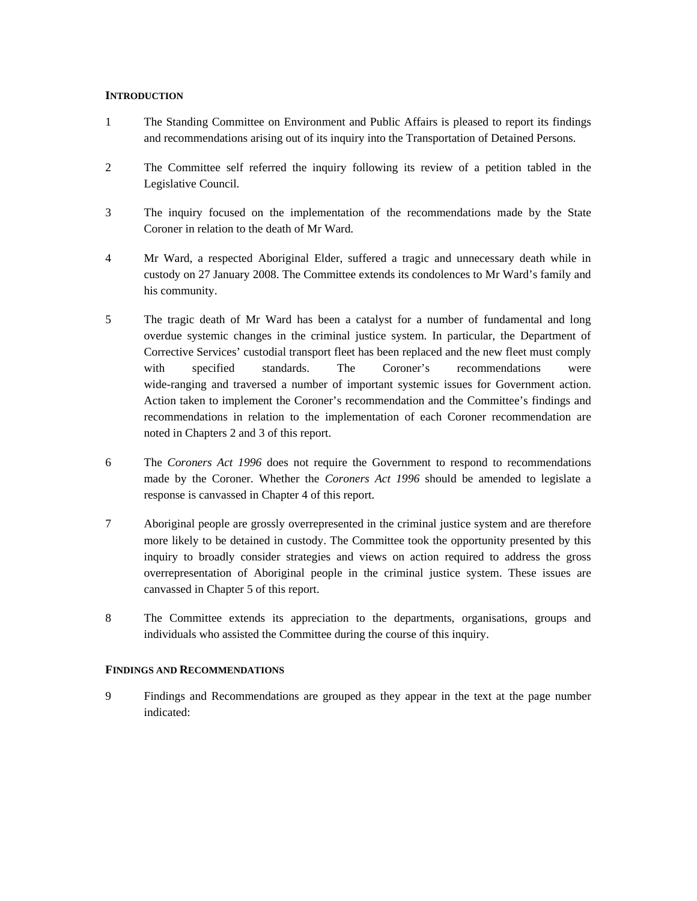## INTRODUCTION

1 The Standing Committee on Environment and Public Affairs is pleased to report its findings and recommendations arising out of its inquiry into the Transportation of Detained Persons.

2 The Committee self referred the inquiry following its review of a petition tabled in the Legislative Council.

3 The inquiry focused on the implementation of the recommendations made by the State Coroner in relation to the death of Mr Ward.

4 Mr Ward, a respected Aboriginal Elder, suffered a tragic and unnecessary death while in custody on 27 January 2008. The Committee extends its condolences to Mr Ward's family and his community.

5 The tragic death of Mr Ward has been a catalyst for a number of fundamental and long overdue systemic changes in the criminal justice system. In particular, the Department of Corrective Services' custodial transport fleet has been replaced and the new fleet must comply with specified standards. The Coroner's recommendations were wide-ranging and traversed a number of important systemic issues for Government action. Action taken to implement the Coroner's recommendation and the Committee's findings and recommendations in relation to the implementation of each Coroner recommendation are noted in Chapters 2 and 3 of this report.

6 The *Coroners Act 1996* does not require the Government to respond to recommendations made by the Coroner. Whether the *Coroners Act 1996* should be amended to legislate a response is canvassed in Chapter 4 of this report.

7 Aboriginal people are grossly overrepresented in the criminal justice system and are therefore more likely to be detained in custody. The Committee took the opportunity presented by this inquiry to broadly consider strategies and views on action required to address the gross overrepresentation of Aboriginal people in the criminal justice system. These issues are canvassed in Chapter 5 of this report.

8 The Committee extends its appreciation to the departments, organisations, groups and individuals who assisted the Committee during the course of this inquiry.

## FINDINGS AND RECOMMENDATIONS

9 Findings and Recommendations are grouped as they appear in the text at the page number indicated: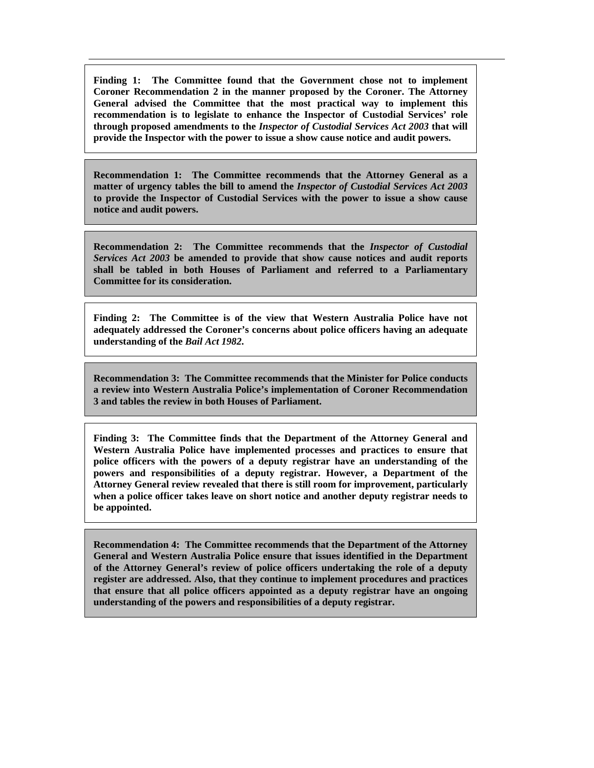**Finding 1: The Committee found that the Government chose not to implement Coroner Recommendation 2 in the manner proposed by the Coroner. The Attorney General advised the Committee that the most practical way to implement this recommendation is to legislate to enhance the Inspector of Custodial Services' role through proposed amendments to the *Inspector of Custodial Services Act 2003* that will provide the Inspector with the power to issue a show cause notice and audit powers.**

**Recommendation 1: The Committee recommends that the Attorney General as a matter of urgency tables the bill to amend the *Inspector of Custodial Services Act 2003* to provide the Inspector of Custodial Services with the power to issue a show cause notice and audit powers.**

**Recommendation 2: The Committee recommends that the *Inspector of Custodial Services Act 2003* be amended to provide that show cause notices and audit reports shall be tabled in both Houses of Parliament and referred to a Parliamentary Committee for its consideration.**

**Finding 2: The Committee is of the view that Western Australia Police have not adequately addressed the Coroner's concerns about police officers having an adequate understanding of the *Bail Act 1982*.**

**Recommendation 3: The Committee recommends that the Minister for Police conducts a review into Western Australia Police's implementation of Coroner Recommendation 3 and tables the review in both Houses of Parliament.**

**Finding 3: The Committee finds that the Department of the Attorney General and Western Australia Police have implemented processes and practices to ensure that police officers with the powers of a deputy registrar have an understanding of the powers and responsibilities of a deputy registrar. However, a Department of the Attorney General review revealed that there is still room for improvement, particularly when a police officer takes leave on short notice and another deputy registrar needs to be appointed.**

**Recommendation 4: The Committee recommends that the Department of the Attorney General and Western Australia Police ensure that issues identified in the Department of the Attorney General's review of police officers undertaking the role of a deputy register are addressed. Also, that they continue to implement procedures and practices that ensure that all police officers appointed as a deputy registrar have an ongoing understanding of the powers and responsibilities of a deputy registrar.**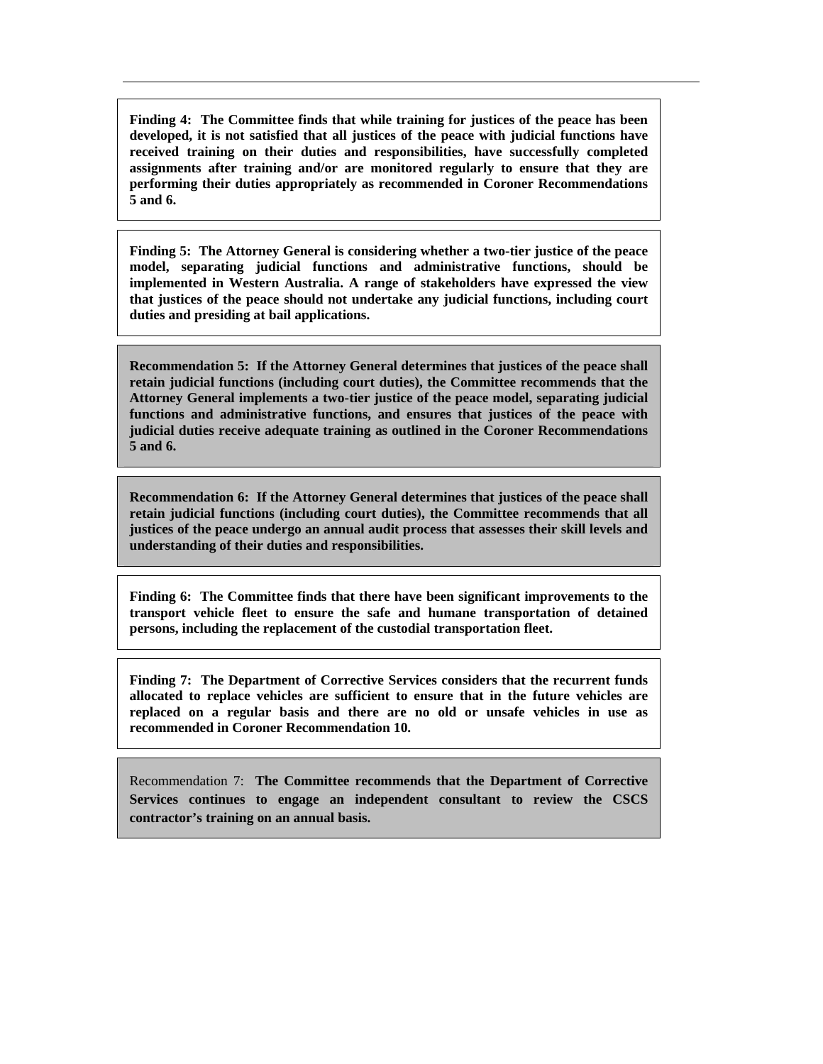**Finding 4: The Committee finds that while training for justices of the peace has been developed, it is not satisfied that all justices of the peace with judicial functions have received training on their duties and responsibilities, have successfully completed assignments after training and/or are monitored regularly to ensure that they are performing their duties appropriately as recommended in Coroner Recommendations 5 and 6.**

**Finding 5: The Attorney General is considering whether a two-tier justice of the peace model, separating judicial functions and administrative functions, should be implemented in Western Australia. A range of stakeholders have expressed the view that justices of the peace should not undertake any judicial functions, including court duties and presiding at bail applications.**

**Recommendation 5: If the Attorney General determines that justices of the peace shall retain judicial functions (including court duties), the Committee recommends that the Attorney General implements a two-tier justice of the peace model, separating judicial functions and administrative functions, and ensures that justices of the peace with judicial duties receive adequate training as outlined in the Coroner Recommendations 5 and 6.**

**Recommendation 6: If the Attorney General determines that justices of the peace shall retain judicial functions (including court duties), the Committee recommends that all justices of the peace undergo an annual audit process that assesses their skill levels and understanding of their duties and responsibilities.**

**Finding 6: The Committee finds that there have been significant improvements to the transport vehicle fleet to ensure the safe and humane transportation of detained persons, including the replacement of the custodial transportation fleet.**

**Finding 7: The Department of Corrective Services considers that the recurrent funds allocated to replace vehicles are sufficient to ensure that in the future vehicles are replaced on a regular basis and there are no old or unsafe vehicles in use as recommended in Coroner Recommendation 10.**

Recommendation 7: **The Committee recommends that the Department of Corrective Services continues to engage an independent consultant to review the CSCS contractor's training on an annual basis.**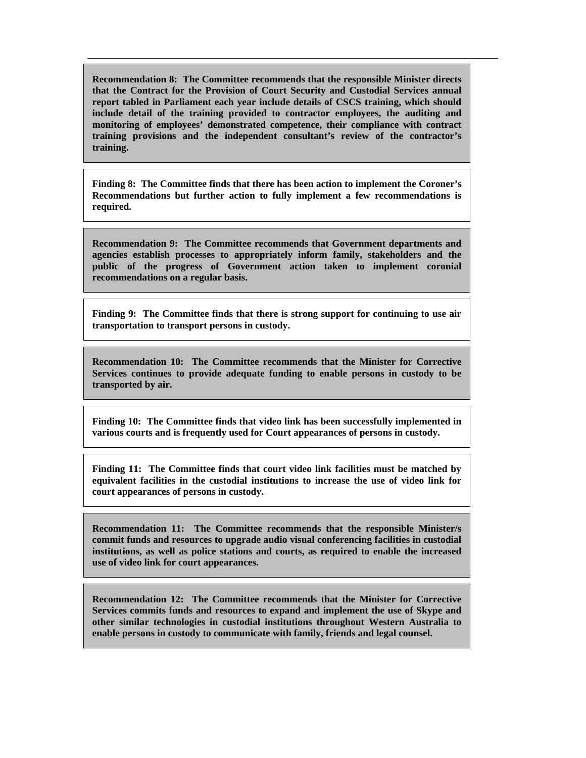**Recommendation 8: The Committee recommends that the responsible Minister directs that the Contract for the Provision of Court Security and Custodial Services annual report tabled in Parliament each year include details of CSCS training, which should include detail of the training provided to contractor employees, the auditing and monitoring of employees' demonstrated competence, their compliance with contract training provisions and the independent consultant's review of the contractor's training.**

**Finding 8: The Committee finds that there has been action to implement the Coroner's Recommendations but further action to fully implement a few recommendations is required.**

**Recommendation 9: The Committee recommends that Government departments and agencies establish processes to appropriately inform family, stakeholders and the public of the progress of Government action taken to implement coronial recommendations on a regular basis.**

**Finding 9: The Committee finds that there is strong support for continuing to use air transportation to transport persons in custody.**

**Recommendation 10: The Committee recommends that the Minister for Corrective Services continues to provide adequate funding to enable persons in custody to be transported by air.**

**Finding 10: The Committee finds that video link has been successfully implemented in various courts and is frequently used for Court appearances of persons in custody.**

**Finding 11: The Committee finds that court video link facilities must be matched by equivalent facilities in the custodial institutions to increase the use of video link for court appearances of persons in custody.**

**Recommendation 11: The Committee recommends that the responsible Minister/s commit funds and resources to upgrade audio visual conferencing facilities in custodial institutions, as well as police stations and courts, as required to enable the increased use of video link for court appearances.**

**Recommendation 12: The Committee recommends that the Minister for Corrective Services commits funds and resources to expand and implement the use of Skype and other similar technologies in custodial institutions throughout Western Australia to enable persons in custody to communicate with family, friends and legal counsel.**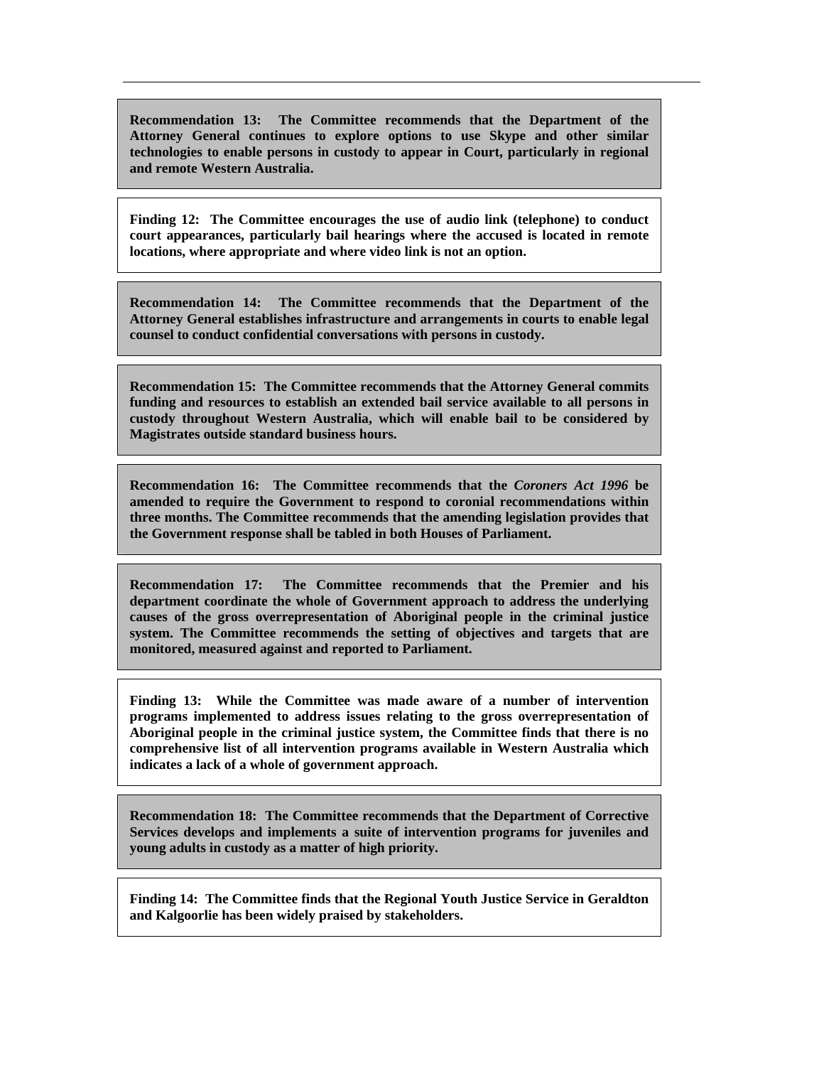**Recommendation 13: The Committee recommends that the Department of the Attorney General continues to explore options to use Skype and other similar technologies to enable persons in custody to appear in Court, particularly in regional and remote Western Australia.**

**Finding 12: The Committee encourages the use of audio link (telephone) to conduct court appearances, particularly bail hearings where the accused is located in remote locations, where appropriate and where video link is not an option.**

**Recommendation 14: The Committee recommends that the Department of the Attorney General establishes infrastructure and arrangements in courts to enable legal counsel to conduct confidential conversations with persons in custody.**

**Recommendation 15: The Committee recommends that the Attorney General commits funding and resources to establish an extended bail service available to all persons in custody throughout Western Australia, which will enable bail to be considered by Magistrates outside standard business hours.**

**Recommendation 16: The Committee recommends that the *Coroners Act 1996* be amended to require the Government to respond to coronial recommendations within three months. The Committee recommends that the amending legislation provides that the Government response shall be tabled in both Houses of Parliament.**

**Recommendation 17: The Committee recommends that the Premier and his department coordinate the whole of Government approach to address the underlying causes of the gross overrepresentation of Aboriginal people in the criminal justice system. The Committee recommends the setting of objectives and targets that are monitored, measured against and reported to Parliament.**

**Finding 13: While the Committee was made aware of a number of intervention programs implemented to address issues relating to the gross overrepresentation of Aboriginal people in the criminal justice system, the Committee finds that there is no comprehensive list of all intervention programs available in Western Australia which indicates a lack of a whole of government approach.**

**Recommendation 18: The Committee recommends that the Department of Corrective Services develops and implements a suite of intervention programs for juveniles and young adults in custody as a matter of high priority.**

**Finding 14: The Committee finds that the Regional Youth Justice Service in Geraldton and Kalgoorlie has been widely praised by stakeholders.**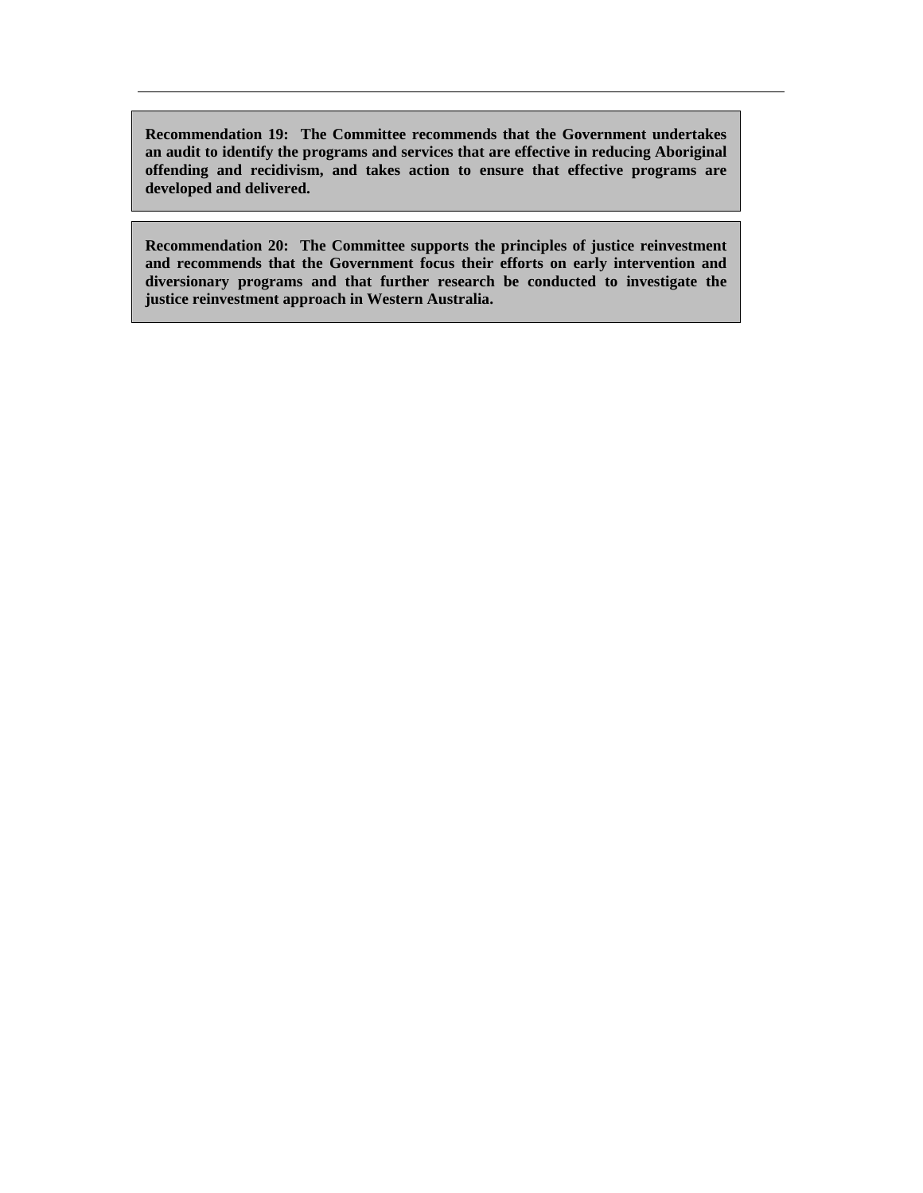**Recommendation 19: The Committee recommends that the Government undertakes an audit to identify the programs and services that are effective in reducing Aboriginal offending and recidivism, and takes action to ensure that effective programs are developed and delivered.**

**Recommendation 20: The Committee supports the principles of justice reinvestment and recommends that the Government focus their efforts on early intervention and diversionary programs and that further research be conducted to investigate the justice reinvestment approach in Western Australia.**